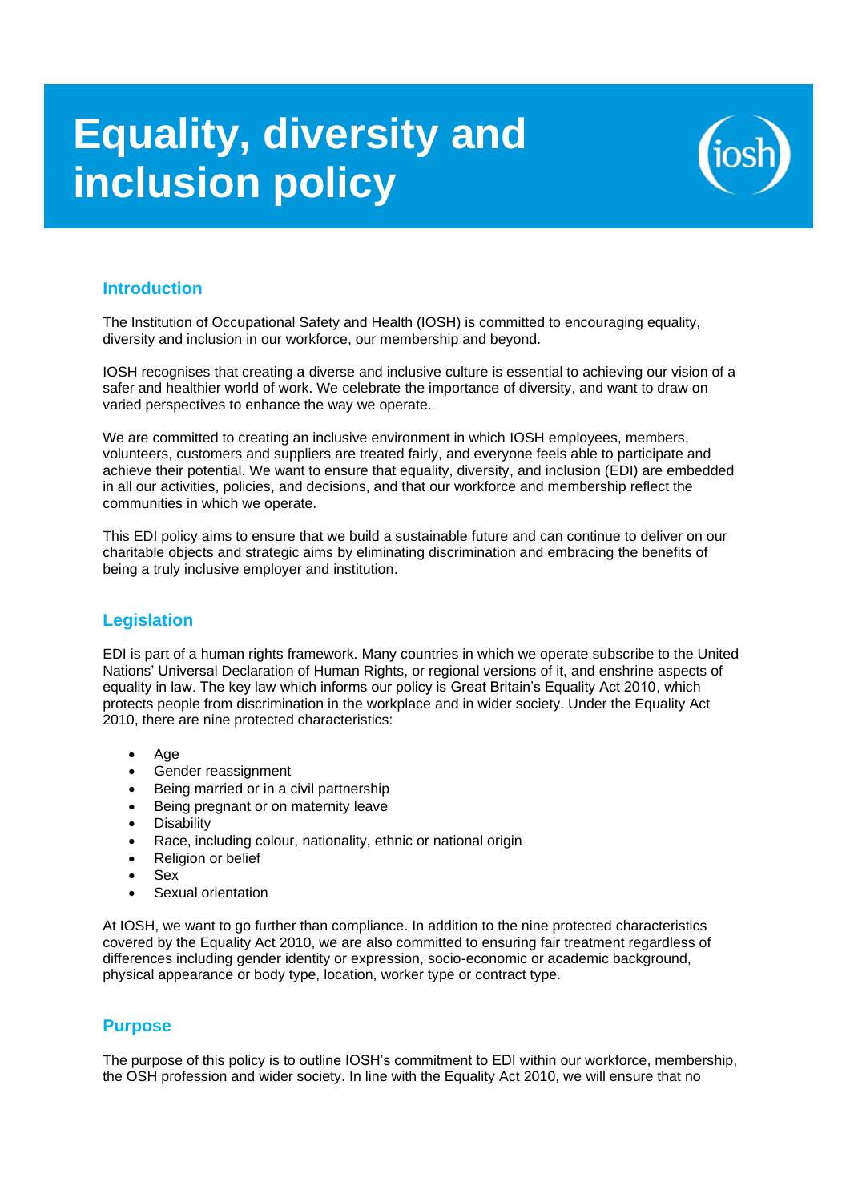# Equality, diversity and inclusion policy

## Introduction

The Institution of Occupational Safety and Health (IOSH) is committed to encouraging equality, diversity and inclusion in our workforce, our membership and beyond.

IOSH recognises that creating a diverse and inclusive culture is essential to achieving our vision of a safer and healthier world of work. We celebrate the importance of diversity, and want to draw on varied perspectives to enhance the way we operate.

We are committed to creating an inclusive environment in which IOSH employees, members, volunteers, customers and suppliers are treated fairly, and everyone feels able to participate and achieve their potential. We want to ensure that equality, diversity, and inclusion (EDI) are embedded in all our activities, policies, and decisions, and that our workforce and membership reflect the communities in which we operate.

This EDI policy aims to ensure that we build a sustainable future and can continue to deliver on our charitable objects and strategic aims by eliminating discrimination and embracing the benefits of being a truly inclusive employer and institution.

## Legislation

EDI is part of a human rights framework. Many countries in which we operate subscribe to the United Nations' Universal Declaration of Human Rights, or regional versions of it, and enshrine aspects of equality in law. The key law which informs our policy is Great Britain's Equality Act 2010, which protects people from discrimination in the workplace and in wider society. Under the Equality Act 2010, there are nine protected characteristics:

- Age
- Gender reassignment
- Being married or in a civil partnership
- Being pregnant or on maternity leave
- Disability
- Race, including colour, nationality, ethnic or national origin
- Religion or belief
- Sex
- Sexual orientation

At IOSH, we want to go further than compliance. In addition to the nine protected characteristics covered by the Equality Act 2010, we are also committed to ensuring fair treatment regardless of differences including gender identity or expression, socio-economic or academic background, physical appearance or body type, location, worker type or contract type.

## Purpose

The purpose of this policy is to outline IOSH's commitment to EDI within our workforce, membership, the OSH profession and wider society. In line with the Equality Act 2010, we will ensure that no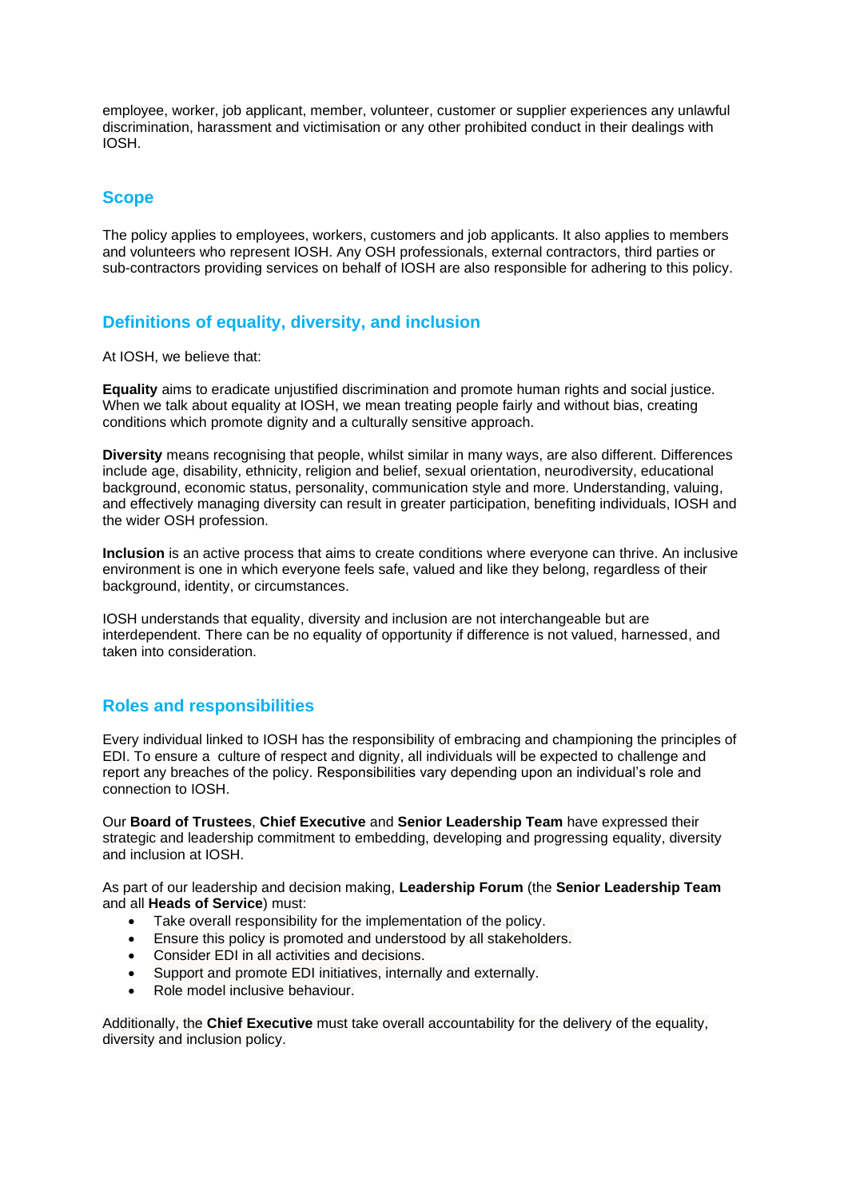employee, worker, job applicant, member, volunteer, customer or supplier experiences any unlawful discrimination, harassment and victimisation or any other prohibited conduct in their dealings with IOSH.

## Scope

The policy applies to employees, workers, customers and job applicants. It also applies to members and volunteers who represent IOSH. Any OSH professionals, external contractors, third parties or sub-contractors providing services on behalf of IOSH are also responsible for adhering to this policy.

## Definitions of equality, diversity, and inclusion

At IOSH, we believe that:

**Equality** aims to eradicate unjustified discrimination and promote human rights and social justice. When we talk about equality at IOSH, we mean treating people fairly and without bias, creating conditions which promote dignity and a culturally sensitive approach.

**Diversity** means recognising that people, whilst similar in many ways, are also different. Differences include age, disability, ethnicity, religion and belief, sexual orientation, neurodiversity, educational background, economic status, personality, communication style and more. Understanding, valuing, and effectively managing diversity can result in greater participation, benefiting individuals, IOSH and the wider OSH profession.

**Inclusion** is an active process that aims to create conditions where everyone can thrive. An inclusive environment is one in which everyone feels safe, valued and like they belong, regardless of their background, identity, or circumstances.

IOSH understands that equality, diversity and inclusion are not interchangeable but are interdependent. There can be no equality of opportunity if difference is not valued, harnessed, and taken into consideration.

## Roles and responsibilities

Every individual linked to IOSH has the responsibility of embracing and championing the principles of EDI. To ensure a culture of respect and dignity, all individuals will be expected to challenge and report any breaches of the policy. Responsibilities vary depending upon an individual's role and connection to IOSH.

Our **Board of Trustees**, **Chief Executive** and **Senior Leadership Team** have expressed their strategic and leadership commitment to embedding, developing and progressing equality, diversity and inclusion at IOSH.

As part of our leadership and decision making, **Leadership Forum** (the **Senior Leadership Team** and all **Heads of Service**) must:

- Take overall responsibility for the implementation of the policy.
- Ensure this policy is promoted and understood by all stakeholders.
- Consider EDI in all activities and decisions.
- Support and promote EDI initiatives, internally and externally.
- Role model inclusive behaviour.

Additionally, the **Chief Executive** must take overall accountability for the delivery of the equality, diversity and inclusion policy.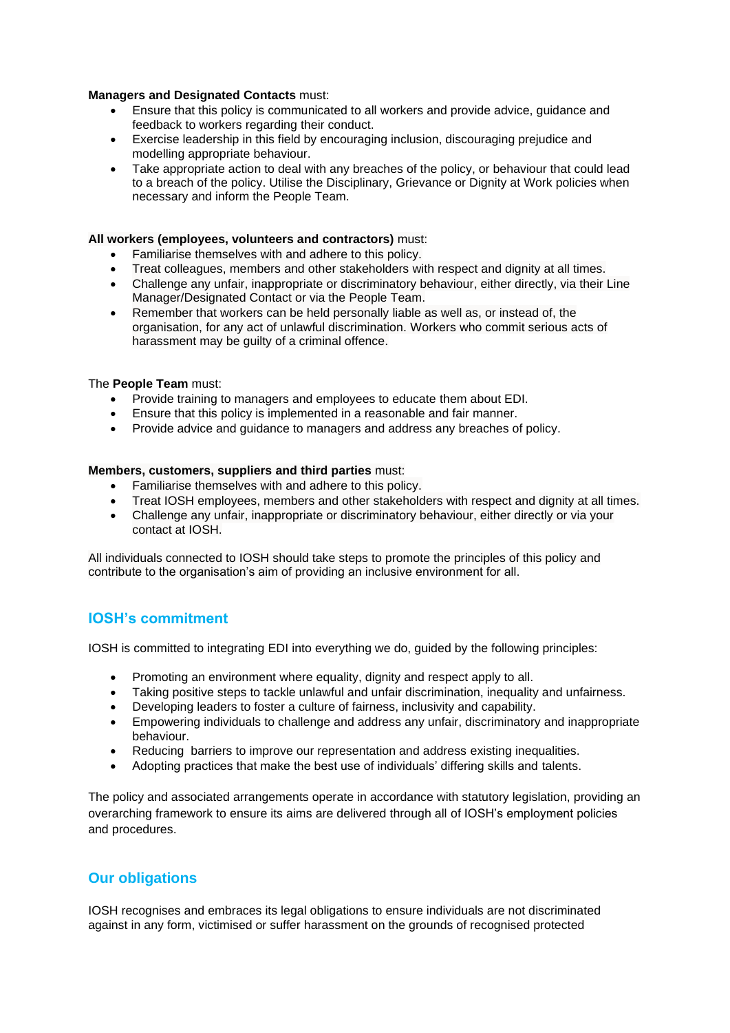**Managers and Designated Contacts** must:

- Ensure that this policy is communicated to all workers and provide advice, guidance and feedback to workers regarding their conduct.
- Exercise leadership in this field by encouraging inclusion, discouraging prejudice and modelling appropriate behaviour.
- Take appropriate action to deal with any breaches of the policy, or behaviour that could lead to a breach of the policy. Utilise the Disciplinary, Grievance or Dignity at Work policies when necessary and inform the People Team.

**All workers (employees, volunteers and contractors)** must:

- Familiarise themselves with and adhere to this policy.
- Treat colleagues, members and other stakeholders with respect and dignity at all times.
- Challenge any unfair, inappropriate or discriminatory behaviour, either directly, via their Line Manager/Designated Contact or via the People Team.
- Remember that workers can be held personally liable as well as, or instead of, the organisation, for any act of unlawful discrimination. Workers who commit serious acts of harassment may be guilty of a criminal offence.

The **People Team** must:

- Provide training to managers and employees to educate them about EDI.
- Ensure that this policy is implemented in a reasonable and fair manner.
- Provide advice and guidance to managers and address any breaches of policy.

**Members, customers, suppliers and third parties** must:

- Familiarise themselves with and adhere to this policy.
- Treat IOSH employees, members and other stakeholders with respect and dignity at all times.
- Challenge any unfair, inappropriate or discriminatory behaviour, either directly or via your contact at IOSH.

All individuals connected to IOSH should take steps to promote the principles of this policy and contribute to the organisation's aim of providing an inclusive environment for all.

## IOSH's commitment

IOSH is committed to integrating EDI into everything we do, guided by the following principles:

- Promoting an environment where equality, dignity and respect apply to all.
- Taking positive steps to tackle unlawful and unfair discrimination, inequality and unfairness.
- Developing leaders to foster a culture of fairness, inclusivity and capability.
- Empowering individuals to challenge and address any unfair, discriminatory and inappropriate behaviour.
- Reducing barriers to improve our representation and address existing inequalities.
- Adopting practices that make the best use of individuals' differing skills and talents.

The policy and associated arrangements operate in accordance with statutory legislation, providing an overarching framework to ensure its aims are delivered through all of IOSH's employment policies and procedures.

## Our obligations

IOSH recognises and embraces its legal obligations to ensure individuals are not discriminated against in any form, victimised or suffer harassment on the grounds of recognised protected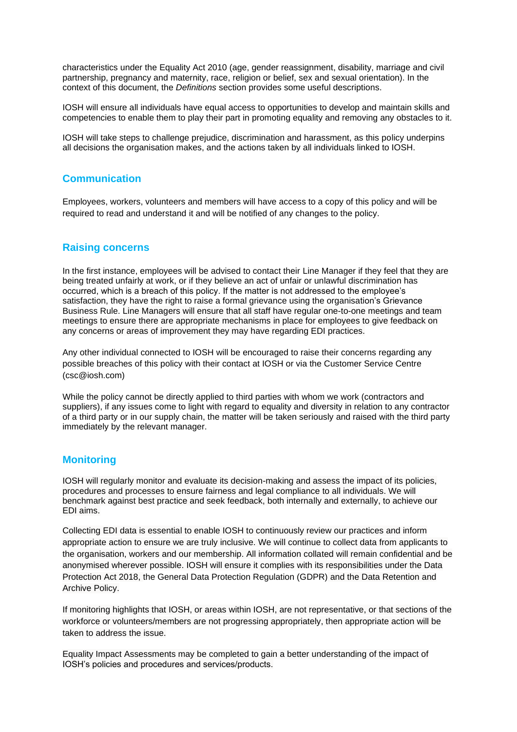characteristics under the Equality Act 2010 (age, gender reassignment, disability, marriage and civil partnership, pregnancy and maternity, race, religion or belief, sex and sexual orientation). In the context of this document, the *Definitions* section provides some useful descriptions.

IOSH will ensure all individuals have equal access to opportunities to develop and maintain skills and competencies to enable them to play their part in promoting equality and removing any obstacles to it.

IOSH will take steps to challenge prejudice, discrimination and harassment, as this policy underpins all decisions the organisation makes, and the actions taken by all individuals linked to IOSH.

## Communication

Employees, workers, volunteers and members will have access to a copy of this policy and will be required to read and understand it and will be notified of any changes to the policy.

## Raising concerns

In the first instance, employees will be advised to contact their Line Manager if they feel that they are being treated unfairly at work, or if they believe an act of unfair or unlawful discrimination has occurred, which is a breach of this policy. If the matter is not addressed to the employee's satisfaction, they have the right to raise a formal grievance using the organisation's Grievance Business Rule. Line Managers will ensure that all staff have regular one-to-one meetings and team meetings to ensure there are appropriate mechanisms in place for employees to give feedback on any concerns or areas of improvement they may have regarding EDI practices.

Any other individual connected to IOSH will be encouraged to raise their concerns regarding any possible breaches of this policy with their contact at IOSH or via the Customer Service Centre (csc@iosh.com)

While the policy cannot be directly applied to third parties with whom we work (contractors and suppliers), if any issues come to light with regard to equality and diversity in relation to any contractor of a third party or in our supply chain, the matter will be taken seriously and raised with the third party immediately by the relevant manager.

## Monitoring

IOSH will regularly monitor and evaluate its decision-making and assess the impact of its policies, procedures and processes to ensure fairness and legal compliance to all individuals. We will benchmark against best practice and seek feedback, both internally and externally, to achieve our EDI aims.

Collecting EDI data is essential to enable IOSH to continuously review our practices and inform appropriate action to ensure we are truly inclusive. We will continue to collect data from applicants to the organisation, workers and our membership. All information collated will remain confidential and be anonymised wherever possible. IOSH will ensure it complies with its responsibilities under the Data Protection Act 2018, the General Data Protection Regulation (GDPR) and the Data Retention and Archive Policy.

If monitoring highlights that IOSH, or areas within IOSH, are not representative, or that sections of the workforce or volunteers/members are not progressing appropriately, then appropriate action will be taken to address the issue.

Equality Impact Assessments may be completed to gain a better understanding of the impact of IOSH's policies and procedures and services/products.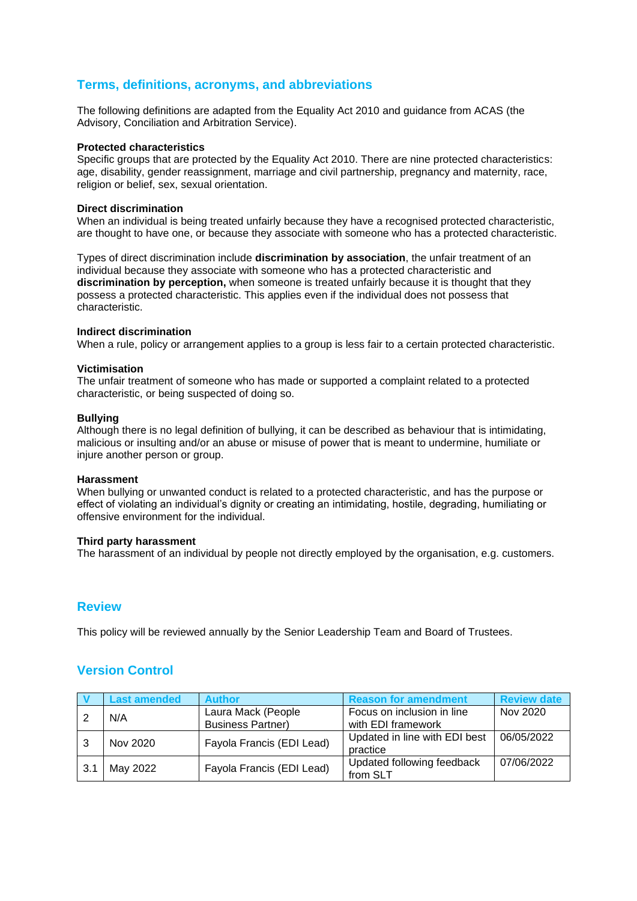## Terms, definitions, acronyms, and abbreviations

The following definitions are adapted from the Equality Act 2010 and guidance from ACAS (the Advisory, Conciliation and Arbitration Service).

**Protected characteristics**
Specific groups that are protected by the Equality Act 2010. There are nine protected characteristics: age, disability, gender reassignment, marriage and civil partnership, pregnancy and maternity, race, religion or belief, sex, sexual orientation.

**Direct discrimination**
When an individual is being treated unfairly because they have a recognised protected characteristic, are thought to have one, or because they associate with someone who has a protected characteristic.

Types of direct discrimination include **discrimination by association**, the unfair treatment of an individual because they associate with someone who has a protected characteristic and **discrimination by perception,** when someone is treated unfairly because it is thought that they possess a protected characteristic. This applies even if the individual does not possess that characteristic.

**Indirect discrimination**
When a rule, policy or arrangement applies to a group is less fair to a certain protected characteristic.

**Victimisation**
The unfair treatment of someone who has made or supported a complaint related to a protected characteristic, or being suspected of doing so.

**Bullying**
Although there is no legal definition of bullying, it can be described as behaviour that is intimidating, malicious or insulting and/or an abuse or misuse of power that is meant to undermine, humiliate or injure another person or group.

**Harassment**
When bullying or unwanted conduct is related to a protected characteristic, and has the purpose or effect of violating an individual's dignity or creating an intimidating, hostile, degrading, humiliating or offensive environment for the individual.

**Third party harassment**
The harassment of an individual by people not directly employed by the organisation, e.g. customers.

## Review

This policy will be reviewed annually by the Senior Leadership Team and Board of Trustees.

## Version Control

| V | Last amended | Author | Reason for amendment | Review date |
|---|---|---|---|---|
| 2 | N/A | Laura Mack (People Business Partner) | Focus on inclusion in line with EDI framework | Nov 2020 |
| 3 | Nov 2020 | Fayola Francis (EDI Lead) | Updated in line with EDI best practice | 06/05/2022 |
| 3.1 | May 2022 | Fayola Francis (EDI Lead) | Updated following feedback from SLT | 07/06/2022 |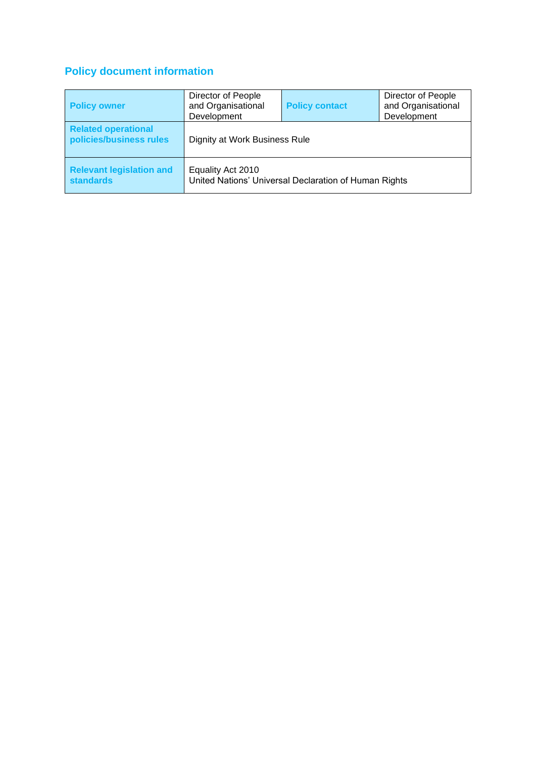## Policy document information

| | | | |
|---|---|---|---|
| **Policy owner** | Director of People and Organisational Development | **Policy contact** | Director of People and Organisational Development |
| **Related operational policies/business rules** | Dignity at Work Business Rule | | |
| **Relevant legislation and standards** | Equality Act 2010<br>United Nations' Universal Declaration of Human Rights | | |